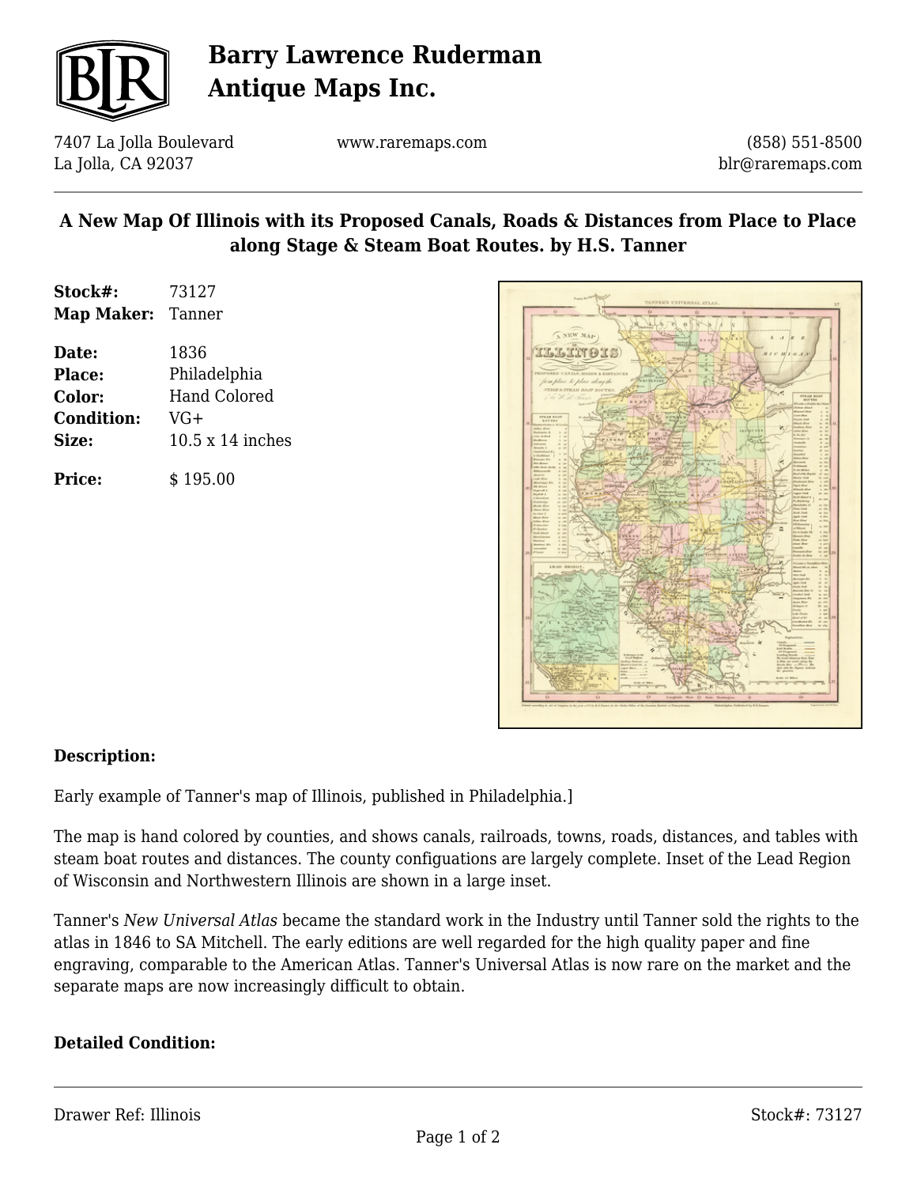# Barry Lawrence Ruderman Antique Maps Inc.

7407 La Jolla Boulevard
La Jolla, CA 92037

www.raremaps.com

(858) 551-8500
blr@raremaps.com

## A New Map Of Illinois with its Proposed Canals, Roads & Distances from Place to Place along Stage & Steam Boat Routes. by H.S. Tanner

**Stock#:** 73127
**Map Maker:** Tanner

**Date:** 1836
**Place:** Philadelphia
**Color:** Hand Colored
**Condition:** VG+
**Size:** 10.5 x 14 inches

**Price:** $ 195.00

### Description:

Early example of Tanner's map of Illinois, published in Philadelphia.]

The map is hand colored by counties, and shows canals, railroads, towns, roads, distances, and tables with steam boat routes and distances. The county configuations are largely complete. Inset of the Lead Region of Wisconsin and Northwestern Illinois are shown in a large inset.

Tanner's *New Universal Atlas* became the standard work in the Industry until Tanner sold the rights to the atlas in 1846 to SA Mitchell. The early editions are well regarded for the high quality paper and fine engraving, comparable to the American Atlas. Tanner's Universal Atlas is now rare on the market and the separate maps are now increasingly difficult to obtain.

### Detailed Condition:

Drawer Ref: Illinois

Stock#: 73127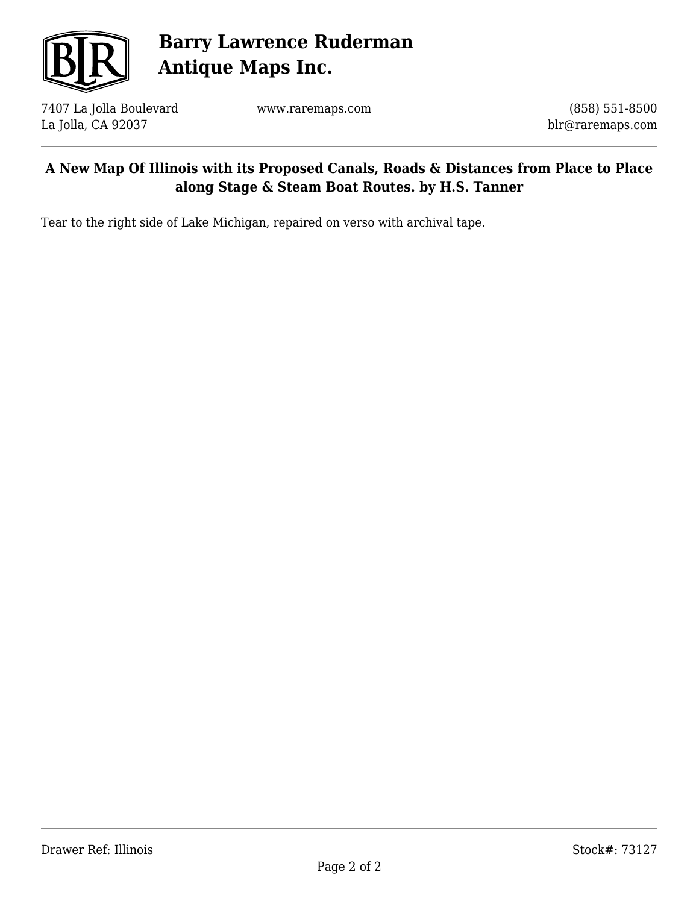**A New Map Of Illinois with its Proposed Canals, Roads & Distances from Place to Place along Stage & Steam Boat Routes. by H.S. Tanner**

Tear to the right side of Lake Michigan, repaired on verso with archival tape.